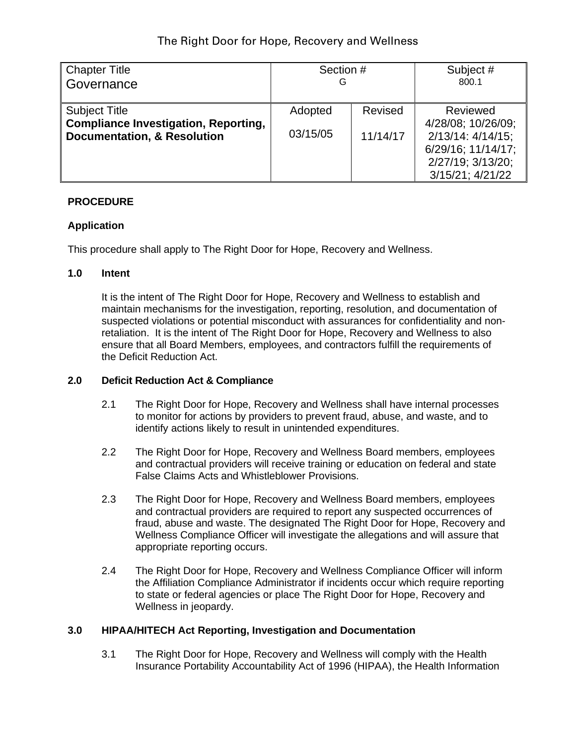The Right Door for Hope, Recovery and Wellness

| Chapter Title<br>Governance | Section #<br>G | | Subject #<br>800.1 |
|---|---|---|---|
| Subject Title<br>**Compliance Investigation, Reporting, Documentation, & Resolution** | Adopted<br>03/15/05 | Revised<br>11/14/17 | Reviewed<br>4/28/08; 10/26/09; 2/13/14: 4/14/15; 6/29/16; 11/14/17; 2/27/19; 3/13/20; 3/15/21; 4/21/22 |

**PROCEDURE**

**Application**

This procedure shall apply to The Right Door for Hope, Recovery and Wellness.

**1.0 Intent**

It is the intent of The Right Door for Hope, Recovery and Wellness to establish and maintain mechanisms for the investigation, reporting, resolution, and documentation of suspected violations or potential misconduct with assurances for confidentiality and non-retaliation. It is the intent of The Right Door for Hope, Recovery and Wellness to also ensure that all Board Members, employees, and contractors fulfill the requirements of the Deficit Reduction Act.

**2.0 Deficit Reduction Act & Compliance**

2.1 The Right Door for Hope, Recovery and Wellness shall have internal processes to monitor for actions by providers to prevent fraud, abuse, and waste, and to identify actions likely to result in unintended expenditures.

2.2 The Right Door for Hope, Recovery and Wellness Board members, employees and contractual providers will receive training or education on federal and state False Claims Acts and Whistleblower Provisions.

2.3 The Right Door for Hope, Recovery and Wellness Board members, employees and contractual providers are required to report any suspected occurrences of fraud, abuse and waste. The designated The Right Door for Hope, Recovery and Wellness Compliance Officer will investigate the allegations and will assure that appropriate reporting occurs.

2.4 The Right Door for Hope, Recovery and Wellness Compliance Officer will inform the Affiliation Compliance Administrator if incidents occur which require reporting to state or federal agencies or place The Right Door for Hope, Recovery and Wellness in jeopardy.

**3.0 HIPAA/HITECH Act Reporting, Investigation and Documentation**

3.1 The Right Door for Hope, Recovery and Wellness will comply with the Health Insurance Portability Accountability Act of 1996 (HIPAA), the Health Information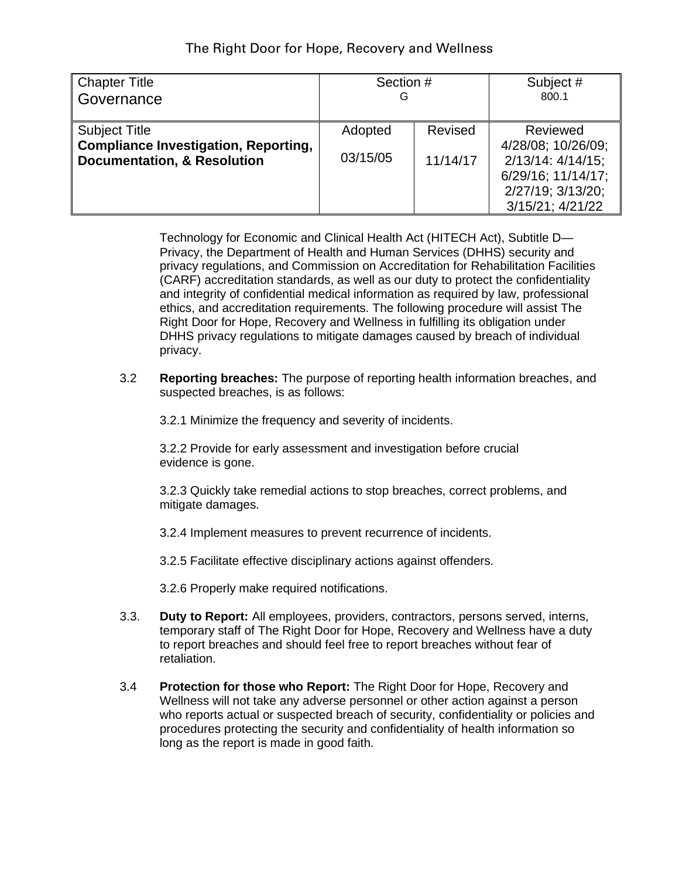| Chapter Title<br>Governance | Section #<br>G | | Subject #<br>800.1 |
|---|---|---|---|
| Subject Title<br>**Compliance Investigation, Reporting, Documentation, & Resolution** | Adopted<br>03/15/05 | Revised<br>11/14/17 | Reviewed<br>4/28/08; 10/26/09; 2/13/14: 4/14/15; 6/29/16; 11/14/17; 2/27/19; 3/13/20; 3/15/21; 4/21/22 |

Technology for Economic and Clinical Health Act (HITECH Act), Subtitle D—Privacy, the Department of Health and Human Services (DHHS) security and privacy regulations, and Commission on Accreditation for Rehabilitation Facilities (CARF) accreditation standards, as well as our duty to protect the confidentiality and integrity of confidential medical information as required by law, professional ethics, and accreditation requirements. The following procedure will assist The Right Door for Hope, Recovery and Wellness in fulfilling its obligation under DHHS privacy regulations to mitigate damages caused by breach of individual privacy.

3.2 **Reporting breaches:** The purpose of reporting health information breaches, and suspected breaches, is as follows:

3.2.1 Minimize the frequency and severity of incidents.

3.2.2 Provide for early assessment and investigation before crucial evidence is gone.

3.2.3 Quickly take remedial actions to stop breaches, correct problems, and mitigate damages.

3.2.4 Implement measures to prevent recurrence of incidents.

3.2.5 Facilitate effective disciplinary actions against offenders.

3.2.6 Properly make required notifications.

3.3. **Duty to Report:** All employees, providers, contractors, persons served, interns, temporary staff of The Right Door for Hope, Recovery and Wellness have a duty to report breaches and should feel free to report breaches without fear of retaliation.

3.4 **Protection for those who Report:** The Right Door for Hope, Recovery and Wellness will not take any adverse personnel or other action against a person who reports actual or suspected breach of security, confidentiality or policies and procedures protecting the security and confidentiality of health information so long as the report is made in good faith.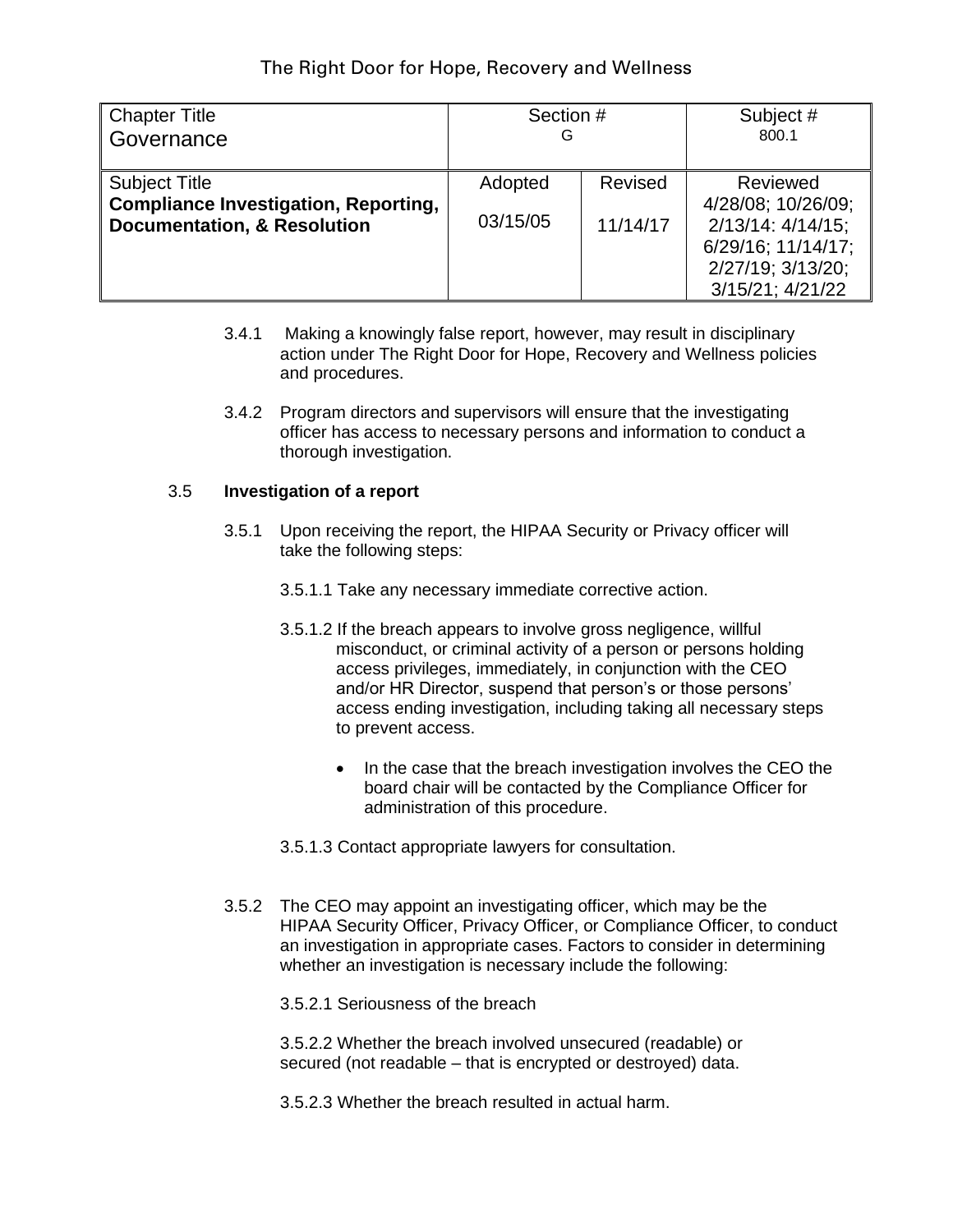3.4.1 Making a knowingly false report, however, may result in disciplinary action under The Right Door for Hope, Recovery and Wellness policies and procedures.

3.4.2 Program directors and supervisors will ensure that the investigating officer has access to necessary persons and information to conduct a thorough investigation.

3.5 **Investigation of a report**

3.5.1 Upon receiving the report, the HIPAA Security or Privacy officer will take the following steps:

3.5.1.1 Take any necessary immediate corrective action.

3.5.1.2 If the breach appears to involve gross negligence, willful misconduct, or criminal activity of a person or persons holding access privileges, immediately, in conjunction with the CEO and/or HR Director, suspend that person's or those persons' access ending investigation, including taking all necessary steps to prevent access.

- In the case that the breach investigation involves the CEO the board chair will be contacted by the Compliance Officer for administration of this procedure.

3.5.1.3 Contact appropriate lawyers for consultation.

3.5.2 The CEO may appoint an investigating officer, which may be the HIPAA Security Officer, Privacy Officer, or Compliance Officer, to conduct an investigation in appropriate cases. Factors to consider in determining whether an investigation is necessary include the following:

3.5.2.1 Seriousness of the breach

3.5.2.2 Whether the breach involved unsecured (readable) or secured (not readable – that is encrypted or destroyed) data.

3.5.2.3 Whether the breach resulted in actual harm.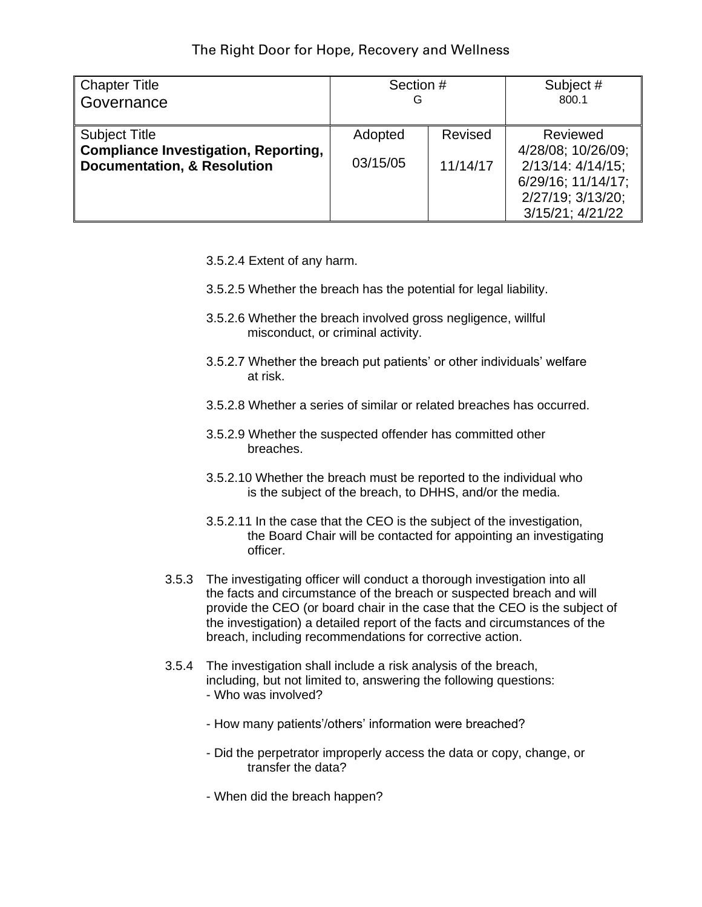3.5.2.4 Extent of any harm.

3.5.2.5 Whether the breach has the potential for legal liability.

3.5.2.6 Whether the breach involved gross negligence, willful misconduct, or criminal activity.

3.5.2.7 Whether the breach put patients' or other individuals' welfare at risk.

3.5.2.8 Whether a series of similar or related breaches has occurred.

3.5.2.9 Whether the suspected offender has committed other breaches.

3.5.2.10 Whether the breach must be reported to the individual who is the subject of the breach, to DHHS, and/or the media.

3.5.2.11 In the case that the CEO is the subject of the investigation, the Board Chair will be contacted for appointing an investigating officer.

3.5.3 The investigating officer will conduct a thorough investigation into all the facts and circumstance of the breach or suspected breach and will provide the CEO (or board chair in the case that the CEO is the subject of the investigation) a detailed report of the facts and circumstances of the breach, including recommendations for corrective action.

3.5.4 The investigation shall include a risk analysis of the breach, including, but not limited to, answering the following questions:

- Who was involved?

- How many patients'/others' information were breached?

- Did the perpetrator improperly access the data or copy, change, or transfer the data?

- When did the breach happen?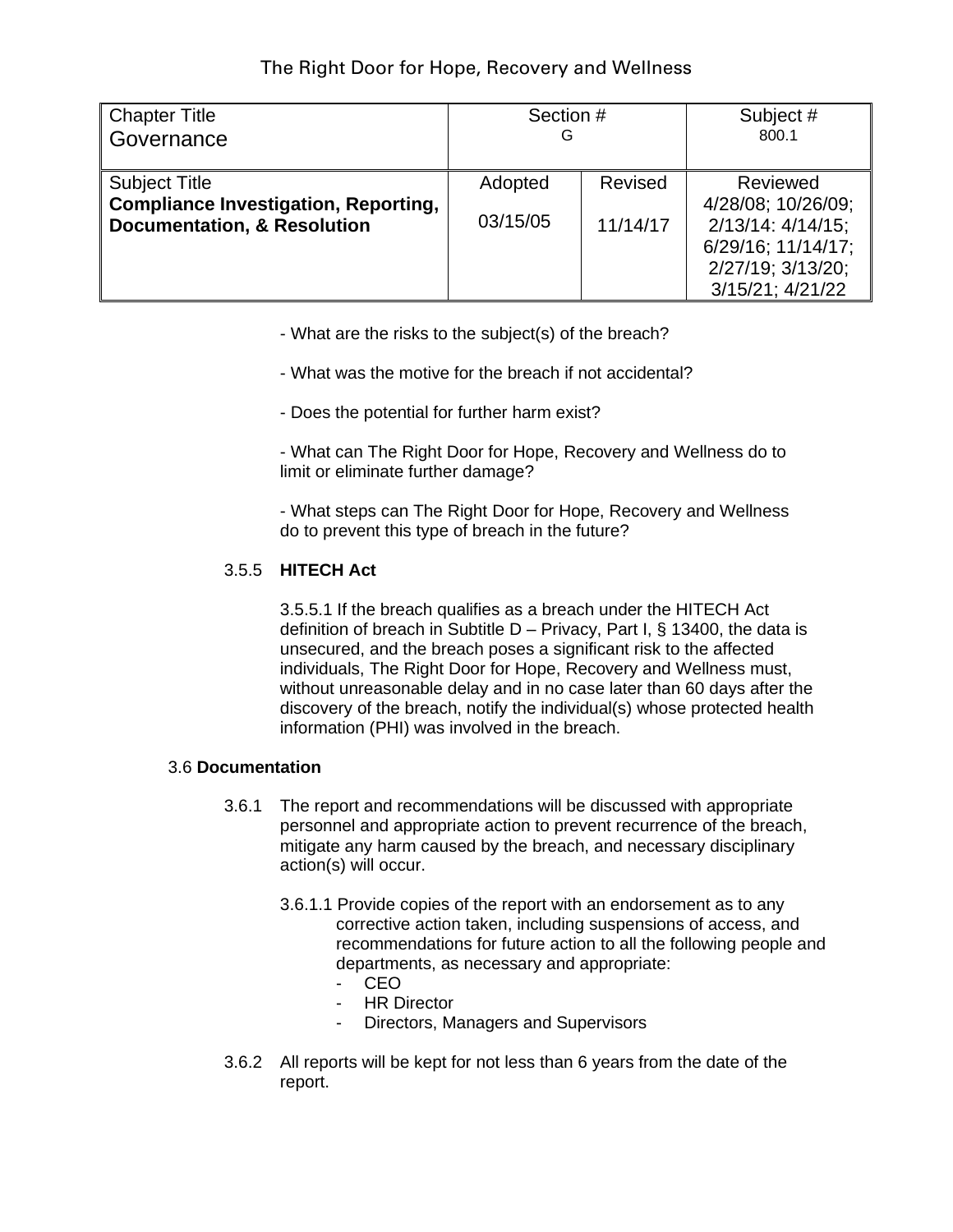- What are the risks to the subject(s) of the breach?

- What was the motive for the breach if not accidental?

- Does the potential for further harm exist?

- What can The Right Door for Hope, Recovery and Wellness do to limit or eliminate further damage?

- What steps can The Right Door for Hope, Recovery and Wellness do to prevent this type of breach in the future?

3.5.5 **HITECH Act**

3.5.5.1 If the breach qualifies as a breach under the HITECH Act definition of breach in Subtitle D – Privacy, Part I, § 13400, the data is unsecured, and the breach poses a significant risk to the affected individuals, The Right Door for Hope, Recovery and Wellness must, without unreasonable delay and in no case later than 60 days after the discovery of the breach, notify the individual(s) whose protected health information (PHI) was involved in the breach.

3.6 **Documentation**

3.6.1 The report and recommendations will be discussed with appropriate personnel and appropriate action to prevent recurrence of the breach, mitigate any harm caused by the breach, and necessary disciplinary action(s) will occur.

3.6.1.1 Provide copies of the report with an endorsement as to any corrective action taken, including suspensions of access, and recommendations for future action to all the following people and departments, as necessary and appropriate:

- CEO
- HR Director
- Directors, Managers and Supervisors

3.6.2 All reports will be kept for not less than 6 years from the date of the report.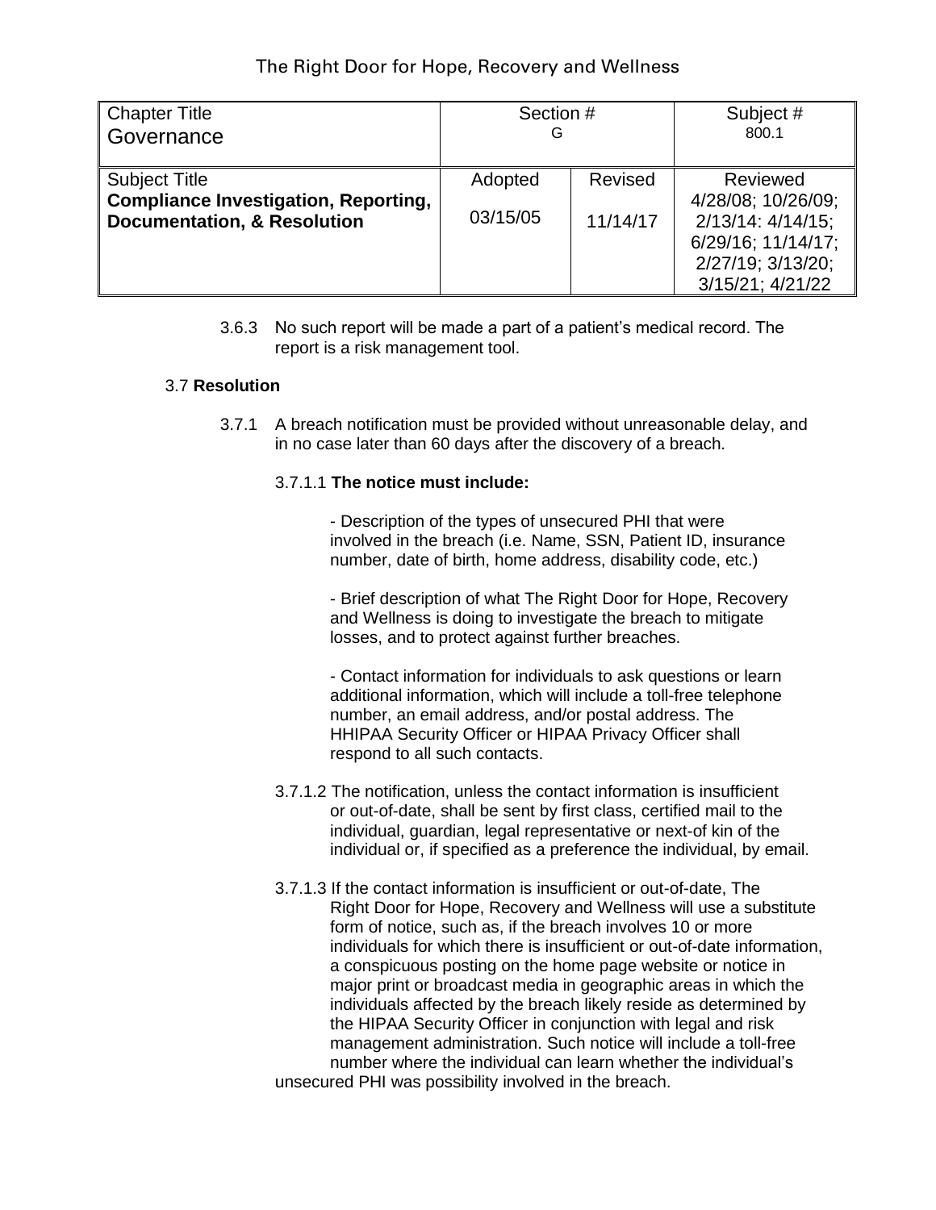The Right Door for Hope, Recovery and Wellness

| Chapter Title<br>Governance | Section #<br>G | | Subject #<br>800.1 |
|---|---|---|---|
| Subject Title<br>**Compliance Investigation, Reporting, Documentation, & Resolution** | Adopted<br>03/15/05 | Revised<br>11/14/17 | Reviewed<br>4/28/08; 10/26/09; 2/13/14: 4/14/15; 6/29/16; 11/14/17; 2/27/19; 3/13/20; 3/15/21; 4/21/22 |

3.6.3 No such report will be made a part of a patient's medical record. The report is a risk management tool.

3.7 **Resolution**

3.7.1 A breach notification must be provided without unreasonable delay, and in no case later than 60 days after the discovery of a breach.

3.7.1.1 **The notice must include:**

- Description of the types of unsecured PHI that were involved in the breach (i.e. Name, SSN, Patient ID, insurance number, date of birth, home address, disability code, etc.)

- Brief description of what The Right Door for Hope, Recovery and Wellness is doing to investigate the breach to mitigate losses, and to protect against further breaches.

- Contact information for individuals to ask questions or learn additional information, which will include a toll-free telephone number, an email address, and/or postal address. The HHIPAA Security Officer or HIPAA Privacy Officer shall respond to all such contacts.

3.7.1.2 The notification, unless the contact information is insufficient or out-of-date, shall be sent by first class, certified mail to the individual, guardian, legal representative or next-of kin of the individual or, if specified as a preference the individual, by email.

3.7.1.3 If the contact information is insufficient or out-of-date, The Right Door for Hope, Recovery and Wellness will use a substitute form of notice, such as, if the breach involves 10 or more individuals for which there is insufficient or out-of-date information, a conspicuous posting on the home page website or notice in major print or broadcast media in geographic areas in which the individuals affected by the breach likely reside as determined by the HIPAA Security Officer in conjunction with legal and risk management administration. Such notice will include a toll-free number where the individual can learn whether the individual's unsecured PHI was possibility involved in the breach.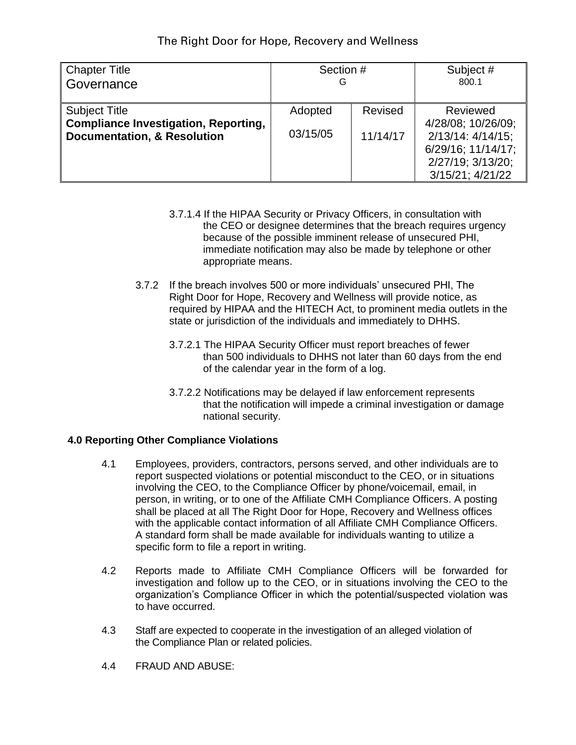The Right Door for Hope, Recovery and Wellness

| Chapter Title<br>Governance | Section #<br>G | | Subject #<br>800.1 |
|---|---|---|---|
| Subject Title<br>**Compliance Investigation, Reporting, Documentation, & Resolution** | Adopted<br>03/15/05 | Revised<br>11/14/17 | Reviewed<br>4/28/08; 10/26/09; 2/13/14: 4/14/15; 6/29/16; 11/14/17; 2/27/19; 3/13/20; 3/15/21; 4/21/22 |

3.7.1.4 If the HIPAA Security or Privacy Officers, in consultation with the CEO or designee determines that the breach requires urgency because of the possible imminent release of unsecured PHI, immediate notification may also be made by telephone or other appropriate means.

3.7.2 If the breach involves 500 or more individuals' unsecured PHI, The Right Door for Hope, Recovery and Wellness will provide notice, as required by HIPAA and the HITECH Act, to prominent media outlets in the state or jurisdiction of the individuals and immediately to DHHS.

3.7.2.1 The HIPAA Security Officer must report breaches of fewer than 500 individuals to DHHS not later than 60 days from the end of the calendar year in the form of a log.

3.7.2.2 Notifications may be delayed if law enforcement represents that the notification will impede a criminal investigation or damage national security.

**4.0 Reporting Other Compliance Violations**

4.1 Employees, providers, contractors, persons served, and other individuals are to report suspected violations or potential misconduct to the CEO, or in situations involving the CEO, to the Compliance Officer by phone/voicemail, email, in person, in writing, or to one of the Affiliate CMH Compliance Officers. A posting shall be placed at all The Right Door for Hope, Recovery and Wellness offices with the applicable contact information of all Affiliate CMH Compliance Officers. A standard form shall be made available for individuals wanting to utilize a specific form to file a report in writing.

4.2 Reports made to Affiliate CMH Compliance Officers will be forwarded for investigation and follow up to the CEO, or in situations involving the CEO to the organization's Compliance Officer in which the potential/suspected violation was to have occurred.

4.3 Staff are expected to cooperate in the investigation of an alleged violation of the Compliance Plan or related policies.

4.4 FRAUD AND ABUSE: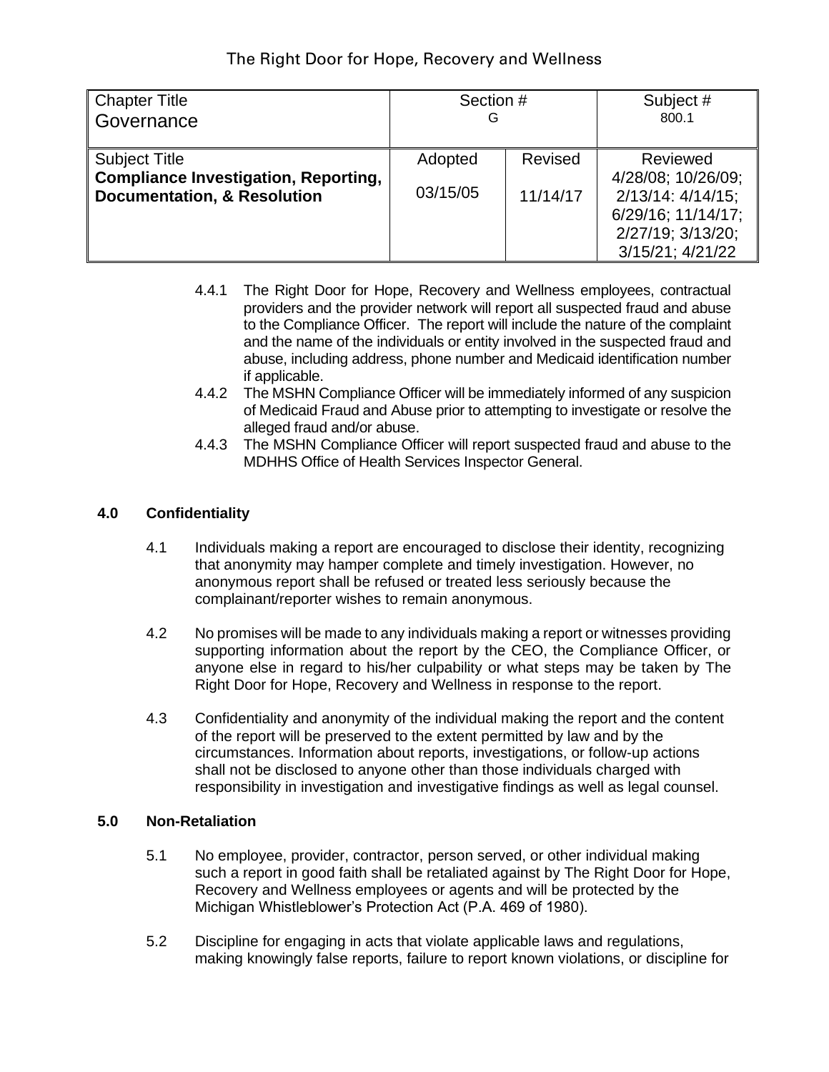The Right Door for Hope, Recovery and Wellness

| Chapter Title<br>Governance | Section #<br>G | | Subject #<br>800.1 |
|---|---|---|---|
| Subject Title<br>**Compliance Investigation, Reporting, Documentation, & Resolution** | Adopted<br>03/15/05 | Revised<br>11/14/17 | Reviewed<br>4/28/08; 10/26/09; 2/13/14: 4/14/15; 6/29/16; 11/14/17; 2/27/19; 3/13/20; 3/15/21; 4/21/22 |

4.4.1 The Right Door for Hope, Recovery and Wellness employees, contractual providers and the provider network will report all suspected fraud and abuse to the Compliance Officer. The report will include the nature of the complaint and the name of the individuals or entity involved in the suspected fraud and abuse, including address, phone number and Medicaid identification number if applicable.

4.4.2 The MSHN Compliance Officer will be immediately informed of any suspicion of Medicaid Fraud and Abuse prior to attempting to investigate or resolve the alleged fraud and/or abuse.

4.4.3 The MSHN Compliance Officer will report suspected fraud and abuse to the MDHHS Office of Health Services Inspector General.

**4.0 Confidentiality**

4.1 Individuals making a report are encouraged to disclose their identity, recognizing that anonymity may hamper complete and timely investigation. However, no anonymous report shall be refused or treated less seriously because the complainant/reporter wishes to remain anonymous.

4.2 No promises will be made to any individuals making a report or witnesses providing supporting information about the report by the CEO, the Compliance Officer, or anyone else in regard to his/her culpability or what steps may be taken by The Right Door for Hope, Recovery and Wellness in response to the report.

4.3 Confidentiality and anonymity of the individual making the report and the content of the report will be preserved to the extent permitted by law and by the circumstances. Information about reports, investigations, or follow-up actions shall not be disclosed to anyone other than those individuals charged with responsibility in investigation and investigative findings as well as legal counsel.

**5.0 Non-Retaliation**

5.1 No employee, provider, contractor, person served, or other individual making such a report in good faith shall be retaliated against by The Right Door for Hope, Recovery and Wellness employees or agents and will be protected by the Michigan Whistleblower's Protection Act (P.A. 469 of 1980).

5.2 Discipline for engaging in acts that violate applicable laws and regulations, making knowingly false reports, failure to report known violations, or discipline for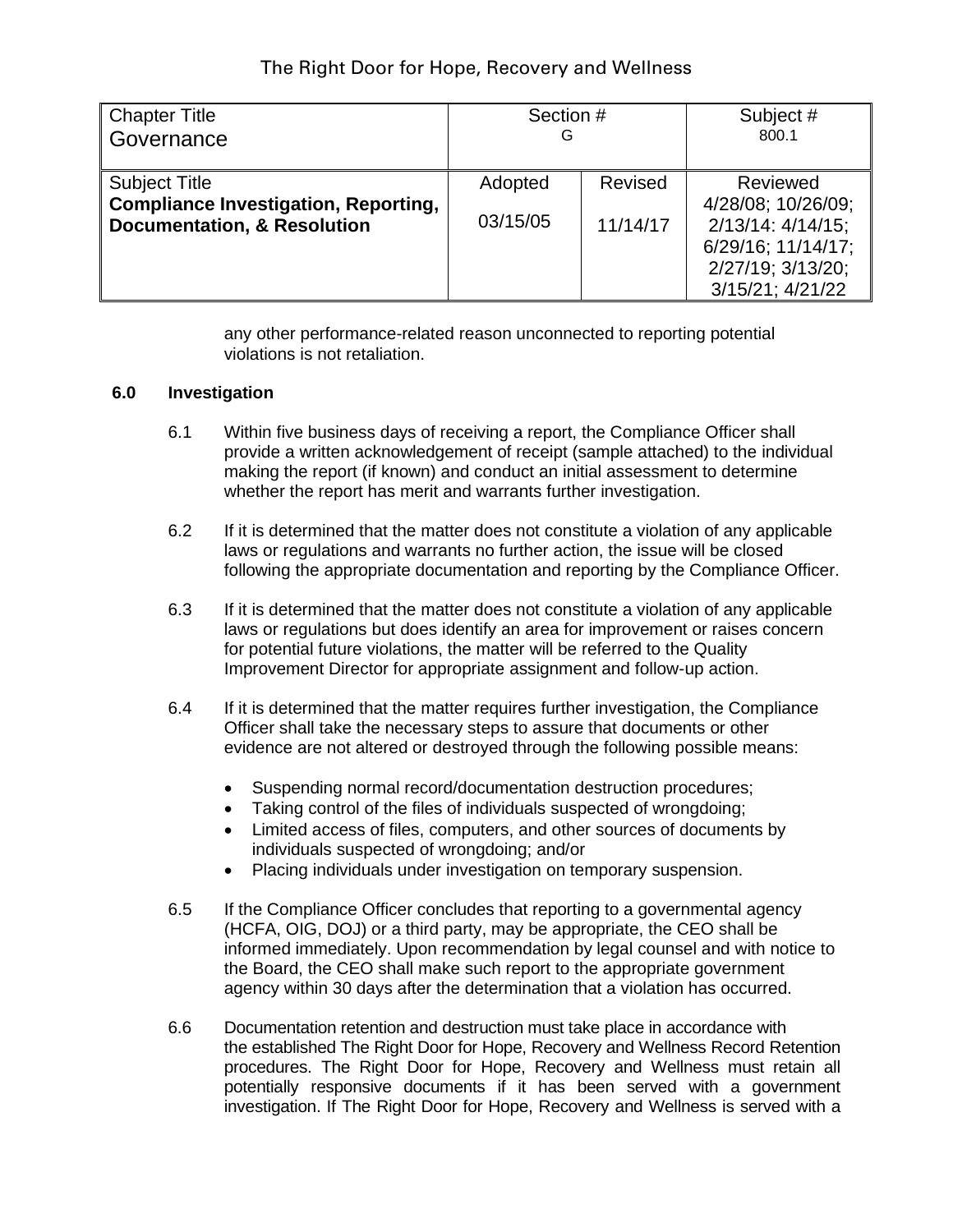| Chapter Title<br>Governance | Section #<br>G | | Subject #<br>800.1 |
|---|---|---|---|
| Subject Title<br>**Compliance Investigation, Reporting, Documentation, & Resolution** | Adopted<br>03/15/05 | Revised<br>11/14/17 | Reviewed<br>4/28/08; 10/26/09; 2/13/14: 4/14/15; 6/29/16; 11/14/17; 2/27/19; 3/13/20; 3/15/21; 4/21/22 |

any other performance-related reason unconnected to reporting potential violations is not retaliation.

**6.0 Investigation**

6.1 Within five business days of receiving a report, the Compliance Officer shall provide a written acknowledgement of receipt (sample attached) to the individual making the report (if known) and conduct an initial assessment to determine whether the report has merit and warrants further investigation.

6.2 If it is determined that the matter does not constitute a violation of any applicable laws or regulations and warrants no further action, the issue will be closed following the appropriate documentation and reporting by the Compliance Officer.

6.3 If it is determined that the matter does not constitute a violation of any applicable laws or regulations but does identify an area for improvement or raises concern for potential future violations, the matter will be referred to the Quality Improvement Director for appropriate assignment and follow-up action.

6.4 If it is determined that the matter requires further investigation, the Compliance Officer shall take the necessary steps to assure that documents or other evidence are not altered or destroyed through the following possible means:

- Suspending normal record/documentation destruction procedures;
- Taking control of the files of individuals suspected of wrongdoing;
- Limited access of files, computers, and other sources of documents by individuals suspected of wrongdoing; and/or
- Placing individuals under investigation on temporary suspension.

6.5 If the Compliance Officer concludes that reporting to a governmental agency (HCFA, OIG, DOJ) or a third party, may be appropriate, the CEO shall be informed immediately. Upon recommendation by legal counsel and with notice to the Board, the CEO shall make such report to the appropriate government agency within 30 days after the determination that a violation has occurred.

6.6 Documentation retention and destruction must take place in accordance with the established The Right Door for Hope, Recovery and Wellness Record Retention procedures. The Right Door for Hope, Recovery and Wellness must retain all potentially responsive documents if it has been served with a government investigation. If The Right Door for Hope, Recovery and Wellness is served with a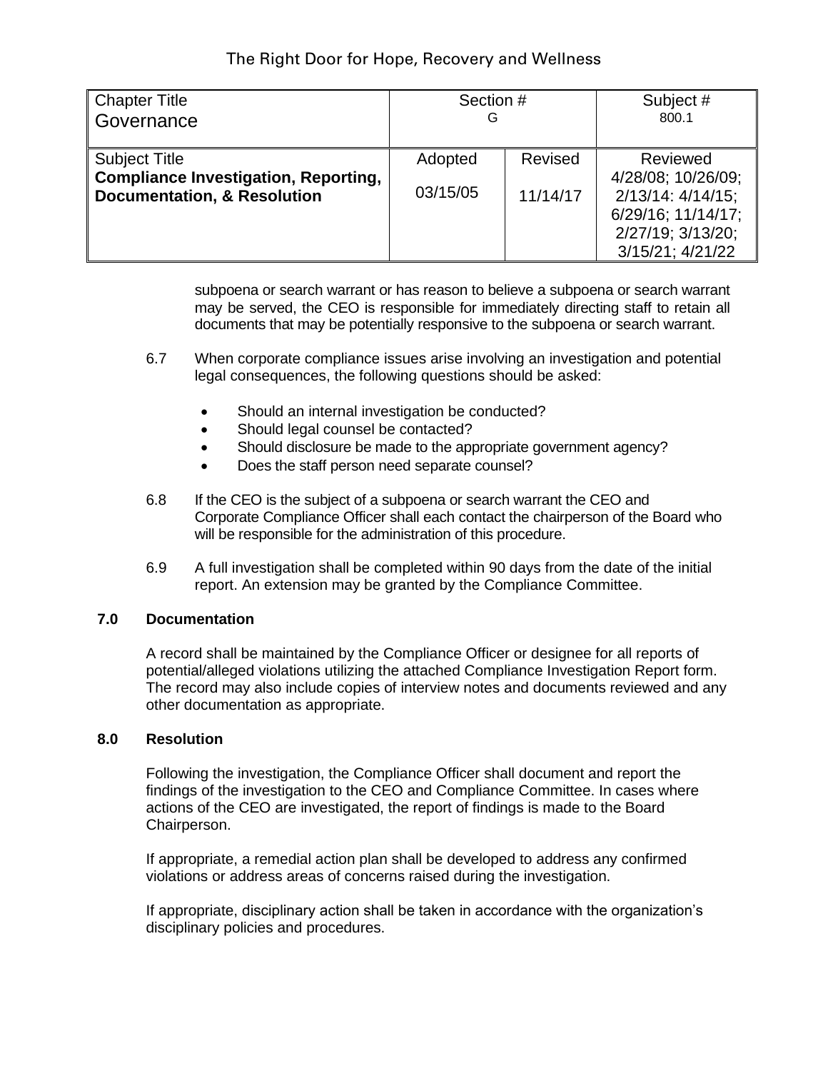subpoena or search warrant or has reason to believe a subpoena or search warrant may be served, the CEO is responsible for immediately directing staff to retain all documents that may be potentially responsive to the subpoena or search warrant.

6.7 When corporate compliance issues arise involving an investigation and potential legal consequences, the following questions should be asked:

- Should an internal investigation be conducted?
- Should legal counsel be contacted?
- Should disclosure be made to the appropriate government agency?
- Does the staff person need separate counsel?

6.8 If the CEO is the subject of a subpoena or search warrant the CEO and Corporate Compliance Officer shall each contact the chairperson of the Board who will be responsible for the administration of this procedure.

6.9 A full investigation shall be completed within 90 days from the date of the initial report. An extension may be granted by the Compliance Committee.

**7.0 Documentation**

A record shall be maintained by the Compliance Officer or designee for all reports of potential/alleged violations utilizing the attached Compliance Investigation Report form. The record may also include copies of interview notes and documents reviewed and any other documentation as appropriate.

**8.0 Resolution**

Following the investigation, the Compliance Officer shall document and report the findings of the investigation to the CEO and Compliance Committee. In cases where actions of the CEO are investigated, the report of findings is made to the Board Chairperson.

If appropriate, a remedial action plan shall be developed to address any confirmed violations or address areas of concerns raised during the investigation.

If appropriate, disciplinary action shall be taken in accordance with the organization's disciplinary policies and procedures.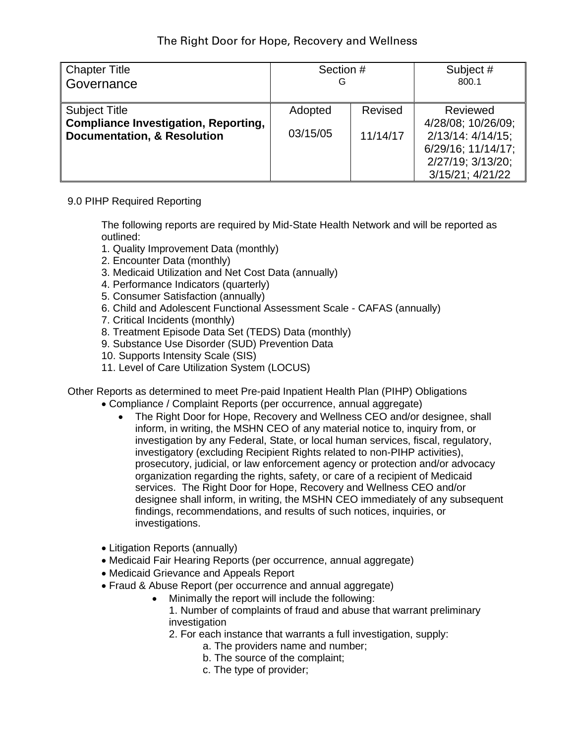The Right Door for Hope, Recovery and Wellness

| Chapter Title<br>Governance | Section #<br>G | | Subject #<br>800.1 |
|---|---|---|---|
| Subject Title<br>**Compliance Investigation, Reporting, Documentation, & Resolution** | Adopted<br>03/15/05 | Revised<br>11/14/17 | Reviewed<br>4/28/08; 10/26/09; 2/13/14: 4/14/15; 6/29/16; 11/14/17; 2/27/19; 3/13/20; 3/15/21; 4/21/22 |

9.0 PIHP Required Reporting

The following reports are required by Mid-State Health Network and will be reported as outlined:

1. Quality Improvement Data (monthly)
2. Encounter Data (monthly)
3. Medicaid Utilization and Net Cost Data (annually)
4. Performance Indicators (quarterly)
5. Consumer Satisfaction (annually)
6. Child and Adolescent Functional Assessment Scale - CAFAS (annually)
7. Critical Incidents (monthly)
8. Treatment Episode Data Set (TEDS) Data (monthly)
9. Substance Use Disorder (SUD) Prevention Data
10. Supports Intensity Scale (SIS)
11. Level of Care Utilization System (LOCUS)

Other Reports as determined to meet Pre-paid Inpatient Health Plan (PIHP) Obligations

- Compliance / Complaint Reports (per occurrence, annual aggregate)
  - The Right Door for Hope, Recovery and Wellness CEO and/or designee, shall inform, in writing, the MSHN CEO of any material notice to, inquiry from, or investigation by any Federal, State, or local human services, fiscal, regulatory, investigatory (excluding Recipient Rights related to non-PIHP activities), prosecutory, judicial, or law enforcement agency or protection and/or advocacy organization regarding the rights, safety, or care of a recipient of Medicaid services. The Right Door for Hope, Recovery and Wellness CEO and/or designee shall inform, in writing, the MSHN CEO immediately of any subsequent findings, recommendations, and results of such notices, inquiries, or investigations.
- Litigation Reports (annually)
- Medicaid Fair Hearing Reports (per occurrence, annual aggregate)
- Medicaid Grievance and Appeals Report
- Fraud & Abuse Report (per occurrence and annual aggregate)
  - Minimally the report will include the following:
    1. Number of complaints of fraud and abuse that warrant preliminary investigation
    2. For each instance that warrants a full investigation, supply:
       a. The providers name and number;
       b. The source of the complaint;
       c. The type of provider;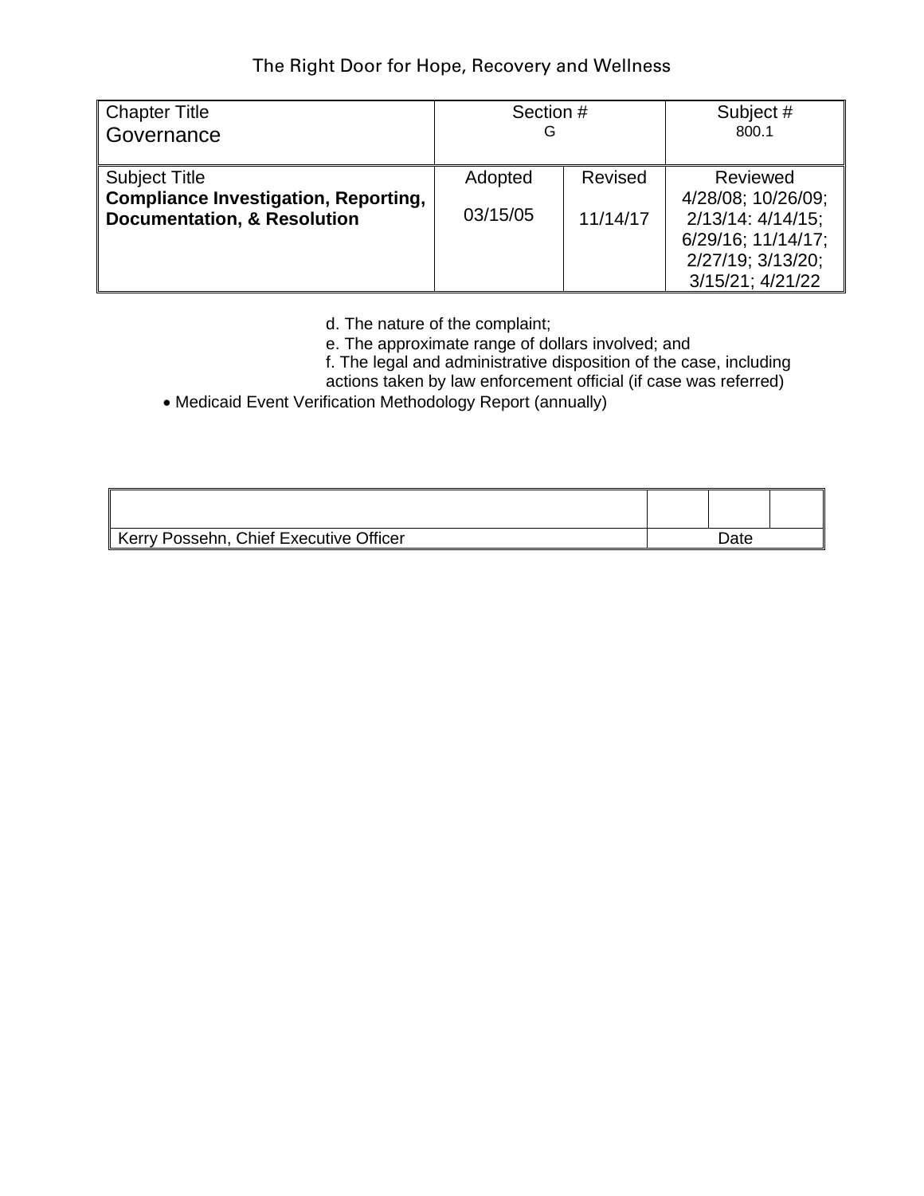The Right Door for Hope, Recovery and Wellness

| Chapter Title<br>Governance | Section #<br>G | | Subject #<br>800.1 |
|---|---|---|---|
| Subject Title<br>**Compliance Investigation, Reporting, Documentation, & Resolution** | Adopted<br>03/15/05 | Revised<br>11/14/17 | Reviewed<br>4/28/08; 10/26/09; 2/13/14: 4/14/15; 6/29/16; 11/14/17; 2/27/19; 3/13/20; 3/15/21; 4/21/22 |

d. The nature of the complaint;
e. The approximate range of dollars involved; and
f. The legal and administrative disposition of the case, including actions taken by law enforcement official (if case was referred)

- Medicaid Event Verification Methodology Report (annually)

| | | | |
|---|---|---|---|
| | | | |
| Kerry Possehn, Chief Executive Officer | Date | | |